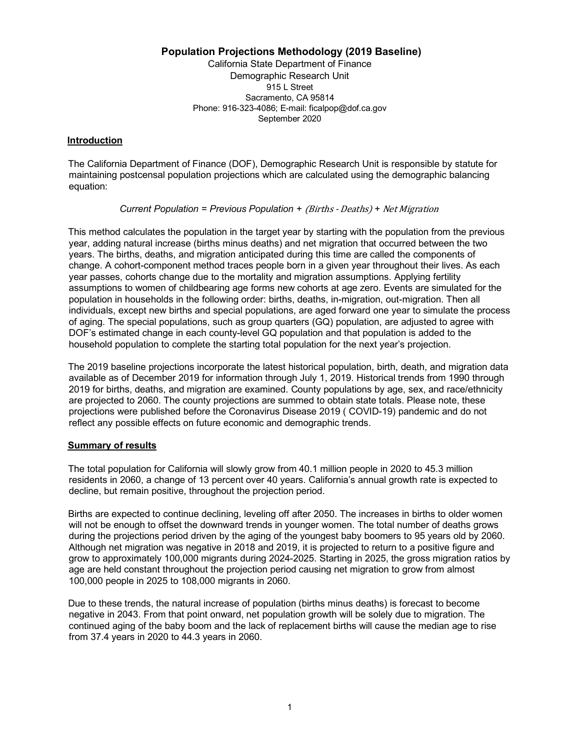# Population Projections Methodology (2019 Baseline)

California State Department of Finance
Demographic Research Unit
915 L Street
Sacramento, CA 95814
Phone: 916-323-4086; E-mail: ficalpop@dof.ca.gov
September 2020

## Introduction

The California Department of Finance (DOF), Demographic Research Unit is responsible by statute for maintaining postcensal population projections which are calculated using the demographic balancing equation:

*Current Population = Previous Population + (Births - Deaths) + Net Migration*

This method calculates the population in the target year by starting with the population from the previous year, adding natural increase (births minus deaths) and net migration that occurred between the two years. The births, deaths, and migration anticipated during this time are called the components of change. A cohort-component method traces people born in a given year throughout their lives. As each year passes, cohorts change due to the mortality and migration assumptions. Applying fertility assumptions to women of childbearing age forms new cohorts at age zero. Events are simulated for the population in households in the following order: births, deaths, in-migration, out-migration. Then all individuals, except new births and special populations, are aged forward one year to simulate the process of aging. The special populations, such as group quarters (GQ) population, are adjusted to agree with DOF's estimated change in each county-level GQ population and that population is added to the household population to complete the starting total population for the next year's projection.

The 2019 baseline projections incorporate the latest historical population, birth, death, and migration data available as of December 2019 for information through July 1, 2019. Historical trends from 1990 through 2019 for births, deaths, and migration are examined. County populations by age, sex, and race/ethnicity are projected to 2060. The county projections are summed to obtain state totals. Please note, these projections were published before the Coronavirus Disease 2019 ( COVID-19) pandemic and do not reflect any possible effects on future economic and demographic trends.

## Summary of results

The total population for California will slowly grow from 40.1 million people in 2020 to 45.3 million residents in 2060, a change of 13 percent over 40 years. California's annual growth rate is expected to decline, but remain positive, throughout the projection period.

Births are expected to continue declining, leveling off after 2050. The increases in births to older women will not be enough to offset the downward trends in younger women. The total number of deaths grows during the projections period driven by the aging of the youngest baby boomers to 95 years old by 2060. Although net migration was negative in 2018 and 2019, it is projected to return to a positive figure and grow to approximately 100,000 migrants during 2024-2025. Starting in 2025, the gross migration ratios by age are held constant throughout the projection period causing net migration to grow from almost 100,000 people in 2025 to 108,000 migrants in 2060.

Due to these trends, the natural increase of population (births minus deaths) is forecast to become negative in 2043. From that point onward, net population growth will be solely due to migration. The continued aging of the baby boom and the lack of replacement births will cause the median age to rise from 37.4 years in 2020 to 44.3 years in 2060.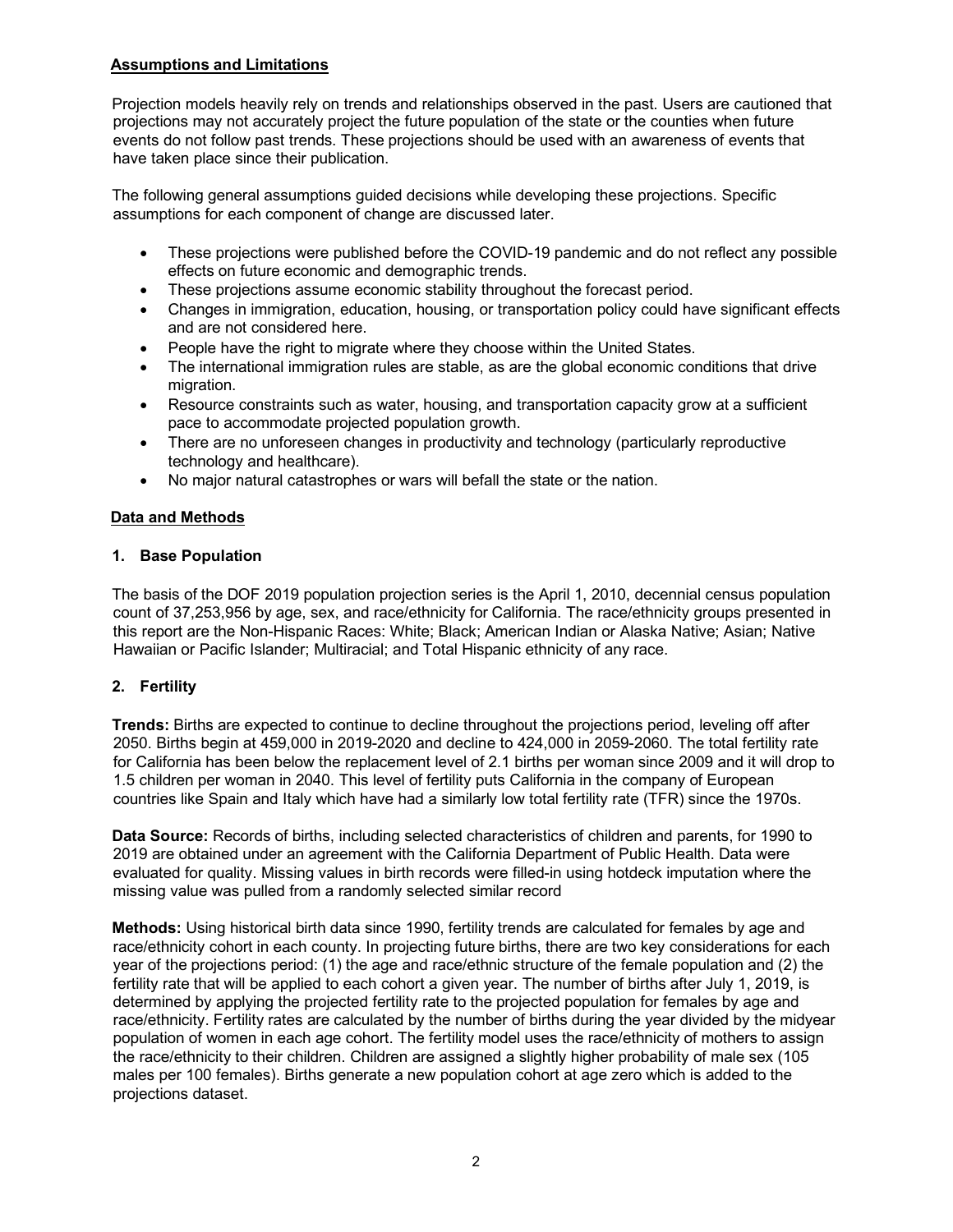## Assumptions and Limitations

Projection models heavily rely on trends and relationships observed in the past. Users are cautioned that projections may not accurately project the future population of the state or the counties when future events do not follow past trends. These projections should be used with an awareness of events that have taken place since their publication.

The following general assumptions guided decisions while developing these projections. Specific assumptions for each component of change are discussed later.

- These projections were published before the COVID-19 pandemic and do not reflect any possible effects on future economic and demographic trends.
- These projections assume economic stability throughout the forecast period.
- Changes in immigration, education, housing, or transportation policy could have significant effects and are not considered here.
- People have the right to migrate where they choose within the United States.
- The international immigration rules are stable, as are the global economic conditions that drive migration.
- Resource constraints such as water, housing, and transportation capacity grow at a sufficient pace to accommodate projected population growth.
- There are no unforeseen changes in productivity and technology (particularly reproductive technology and healthcare).
- No major natural catastrophes or wars will befall the state or the nation.

## Data and Methods

### 1. Base Population

The basis of the DOF 2019 population projection series is the April 1, 2010, decennial census population count of 37,253,956 by age, sex, and race/ethnicity for California. The race/ethnicity groups presented in this report are the Non-Hispanic Races: White; Black; American Indian or Alaska Native; Asian; Native Hawaiian or Pacific Islander; Multiracial; and Total Hispanic ethnicity of any race.

### 2. Fertility

**Trends:** Births are expected to continue to decline throughout the projections period, leveling off after 2050. Births begin at 459,000 in 2019-2020 and decline to 424,000 in 2059-2060. The total fertility rate for California has been below the replacement level of 2.1 births per woman since 2009 and it will drop to 1.5 children per woman in 2040. This level of fertility puts California in the company of European countries like Spain and Italy which have had a similarly low total fertility rate (TFR) since the 1970s.

**Data Source:** Records of births, including selected characteristics of children and parents, for 1990 to 2019 are obtained under an agreement with the California Department of Public Health. Data were evaluated for quality. Missing values in birth records were filled-in using hotdeck imputation where the missing value was pulled from a randomly selected similar record

**Methods:** Using historical birth data since 1990, fertility trends are calculated for females by age and race/ethnicity cohort in each county. In projecting future births, there are two key considerations for each year of the projections period: (1) the age and race/ethnic structure of the female population and (2) the fertility rate that will be applied to each cohort a given year. The number of births after July 1, 2019, is determined by applying the projected fertility rate to the projected population for females by age and race/ethnicity. Fertility rates are calculated by the number of births during the year divided by the midyear population of women in each age cohort. The fertility model uses the race/ethnicity of mothers to assign the race/ethnicity to their children. Children are assigned a slightly higher probability of male sex (105 males per 100 females). Births generate a new population cohort at age zero which is added to the projections dataset.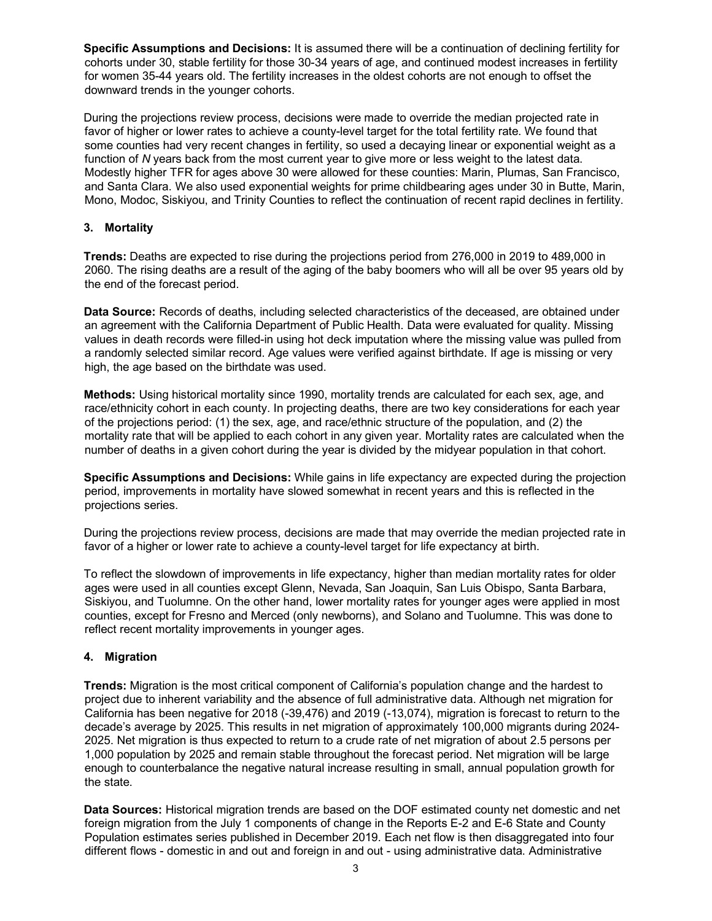**Specific Assumptions and Decisions:** It is assumed there will be a continuation of declining fertility for cohorts under 30, stable fertility for those 30-34 years of age, and continued modest increases in fertility for women 35-44 years old. The fertility increases in the oldest cohorts are not enough to offset the downward trends in the younger cohorts.

During the projections review process, decisions were made to override the median projected rate in favor of higher or lower rates to achieve a county-level target for the total fertility rate. We found that some counties had very recent changes in fertility, so used a decaying linear or exponential weight as a function of *N* years back from the most current year to give more or less weight to the latest data. Modestly higher TFR for ages above 30 were allowed for these counties: Marin, Plumas, San Francisco, and Santa Clara. We also used exponential weights for prime childbearing ages under 30 in Butte, Marin, Mono, Modoc, Siskiyou, and Trinity Counties to reflect the continuation of recent rapid declines in fertility.

### 3. Mortality

**Trends:** Deaths are expected to rise during the projections period from 276,000 in 2019 to 489,000 in 2060. The rising deaths are a result of the aging of the baby boomers who will all be over 95 years old by the end of the forecast period.

**Data Source:** Records of deaths, including selected characteristics of the deceased, are obtained under an agreement with the California Department of Public Health. Data were evaluated for quality. Missing values in death records were filled-in using hot deck imputation where the missing value was pulled from a randomly selected similar record. Age values were verified against birthdate. If age is missing or very high, the age based on the birthdate was used.

**Methods:** Using historical mortality since 1990, mortality trends are calculated for each sex, age, and race/ethnicity cohort in each county. In projecting deaths, there are two key considerations for each year of the projections period: (1) the sex, age, and race/ethnic structure of the population, and (2) the mortality rate that will be applied to each cohort in any given year. Mortality rates are calculated when the number of deaths in a given cohort during the year is divided by the midyear population in that cohort.

**Specific Assumptions and Decisions:** While gains in life expectancy are expected during the projection period, improvements in mortality have slowed somewhat in recent years and this is reflected in the projections series.

During the projections review process, decisions are made that may override the median projected rate in favor of a higher or lower rate to achieve a county-level target for life expectancy at birth.

To reflect the slowdown of improvements in life expectancy, higher than median mortality rates for older ages were used in all counties except Glenn, Nevada, San Joaquin, San Luis Obispo, Santa Barbara, Siskiyou, and Tuolumne. On the other hand, lower mortality rates for younger ages were applied in most counties, except for Fresno and Merced (only newborns), and Solano and Tuolumne. This was done to reflect recent mortality improvements in younger ages.

### 4. Migration

**Trends:** Migration is the most critical component of California's population change and the hardest to project due to inherent variability and the absence of full administrative data. Although net migration for California has been negative for 2018 (-39,476) and 2019 (-13,074), migration is forecast to return to the decade's average by 2025. This results in net migration of approximately 100,000 migrants during 2024-2025. Net migration is thus expected to return to a crude rate of net migration of about 2.5 persons per 1,000 population by 2025 and remain stable throughout the forecast period. Net migration will be large enough to counterbalance the negative natural increase resulting in small, annual population growth for the state.

**Data Sources:** Historical migration trends are based on the DOF estimated county net domestic and net foreign migration from the July 1 components of change in the Reports E-2 and E-6 State and County Population estimates series published in December 2019. Each net flow is then disaggregated into four different flows - domestic in and out and foreign in and out - using administrative data. Administrative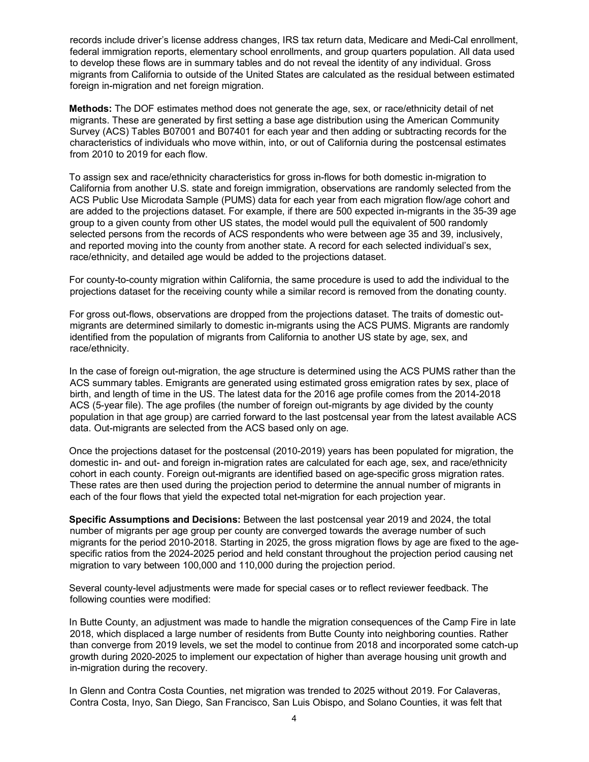records include driver's license address changes, IRS tax return data, Medicare and Medi-Cal enrollment, federal immigration reports, elementary school enrollments, and group quarters population. All data used to develop these flows are in summary tables and do not reveal the identity of any individual. Gross migrants from California to outside of the United States are calculated as the residual between estimated foreign in-migration and net foreign migration.

**Methods:** The DOF estimates method does not generate the age, sex, or race/ethnicity detail of net migrants. These are generated by first setting a base age distribution using the American Community Survey (ACS) Tables B07001 and B07401 for each year and then adding or subtracting records for the characteristics of individuals who move within, into, or out of California during the postcensal estimates from 2010 to 2019 for each flow.

To assign sex and race/ethnicity characteristics for gross in-flows for both domestic in-migration to California from another U.S. state and foreign immigration, observations are randomly selected from the ACS Public Use Microdata Sample (PUMS) data for each year from each migration flow/age cohort and are added to the projections dataset. For example, if there are 500 expected in-migrants in the 35-39 age group to a given county from other US states, the model would pull the equivalent of 500 randomly selected persons from the records of ACS respondents who were between age 35 and 39, inclusively, and reported moving into the county from another state. A record for each selected individual's sex, race/ethnicity, and detailed age would be added to the projections dataset.

For county-to-county migration within California, the same procedure is used to add the individual to the projections dataset for the receiving county while a similar record is removed from the donating county.

For gross out-flows, observations are dropped from the projections dataset. The traits of domestic out-migrants are determined similarly to domestic in-migrants using the ACS PUMS. Migrants are randomly identified from the population of migrants from California to another US state by age, sex, and race/ethnicity.

In the case of foreign out-migration, the age structure is determined using the ACS PUMS rather than the ACS summary tables. Emigrants are generated using estimated gross emigration rates by sex, place of birth, and length of time in the US. The latest data for the 2016 age profile comes from the 2014-2018 ACS (5-year file). The age profiles (the number of foreign out-migrants by age divided by the county population in that age group) are carried forward to the last postcensal year from the latest available ACS data. Out-migrants are selected from the ACS based only on age.

Once the projections dataset for the postcensal (2010-2019) years has been populated for migration, the domestic in- and out- and foreign in-migration rates are calculated for each age, sex, and race/ethnicity cohort in each county. Foreign out-migrants are identified based on age-specific gross migration rates. These rates are then used during the projection period to determine the annual number of migrants in each of the four flows that yield the expected total net-migration for each projection year.

**Specific Assumptions and Decisions:** Between the last postcensal year 2019 and 2024, the total number of migrants per age group per county are converged towards the average number of such migrants for the period 2010-2018. Starting in 2025, the gross migration flows by age are fixed to the age-specific ratios from the 2024-2025 period and held constant throughout the projection period causing net migration to vary between 100,000 and 110,000 during the projection period.

Several county-level adjustments were made for special cases or to reflect reviewer feedback. The following counties were modified:

In Butte County, an adjustment was made to handle the migration consequences of the Camp Fire in late 2018, which displaced a large number of residents from Butte County into neighboring counties. Rather than converge from 2019 levels, we set the model to continue from 2018 and incorporated some catch-up growth during 2020-2025 to implement our expectation of higher than average housing unit growth and in-migration during the recovery.

In Glenn and Contra Costa Counties, net migration was trended to 2025 without 2019. For Calaveras, Contra Costa, Inyo, San Diego, San Francisco, San Luis Obispo, and Solano Counties, it was felt that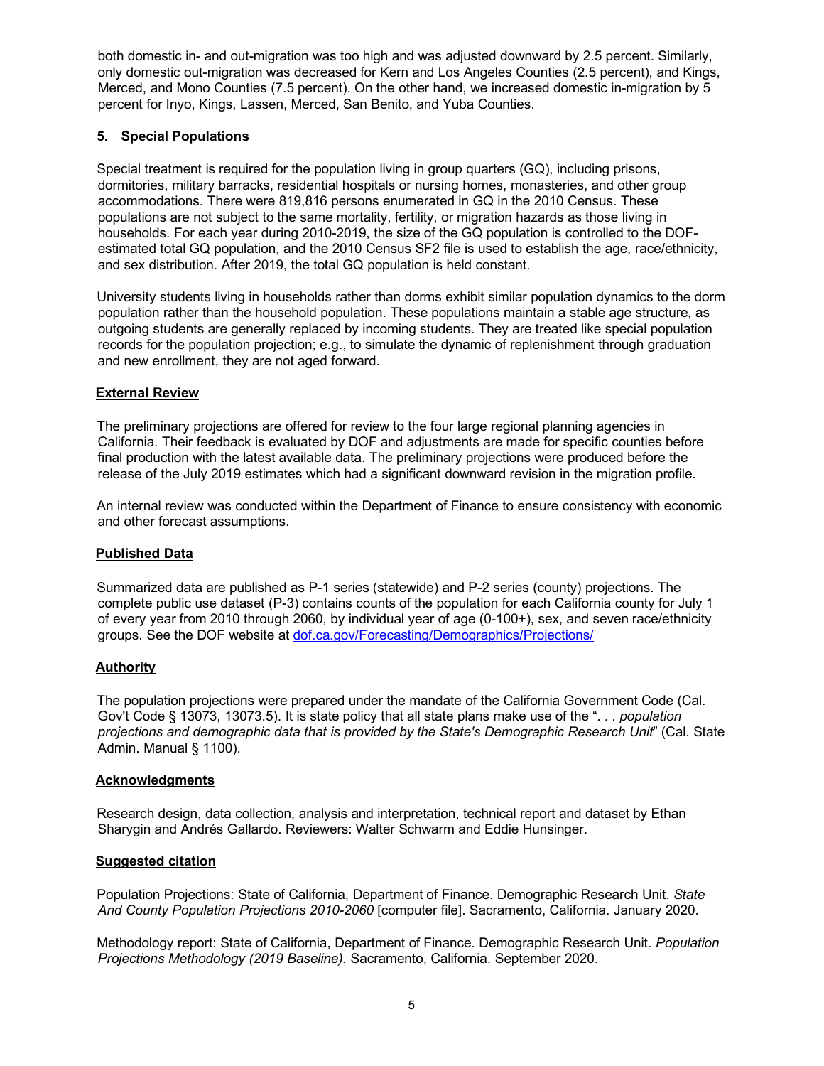both domestic in- and out-migration was too high and was adjusted downward by 2.5 percent. Similarly, only domestic out-migration was decreased for Kern and Los Angeles Counties (2.5 percent), and Kings, Merced, and Mono Counties (7.5 percent). On the other hand, we increased domestic in-migration by 5 percent for Inyo, Kings, Lassen, Merced, San Benito, and Yuba Counties.

### 5. Special Populations

Special treatment is required for the population living in group quarters (GQ), including prisons, dormitories, military barracks, residential hospitals or nursing homes, monasteries, and other group accommodations. There were 819,816 persons enumerated in GQ in the 2010 Census. These populations are not subject to the same mortality, fertility, or migration hazards as those living in households. For each year during 2010-2019, the size of the GQ population is controlled to the DOF-estimated total GQ population, and the 2010 Census SF2 file is used to establish the age, race/ethnicity, and sex distribution. After 2019, the total GQ population is held constant.

University students living in households rather than dorms exhibit similar population dynamics to the dorm population rather than the household population. These populations maintain a stable age structure, as outgoing students are generally replaced by incoming students. They are treated like special population records for the population projection; e.g., to simulate the dynamic of replenishment through graduation and new enrollment, they are not aged forward.

## External Review

The preliminary projections are offered for review to the four large regional planning agencies in California. Their feedback is evaluated by DOF and adjustments are made for specific counties before final production with the latest available data. The preliminary projections were produced before the release of the July 2019 estimates which had a significant downward revision in the migration profile.

An internal review was conducted within the Department of Finance to ensure consistency with economic and other forecast assumptions.

## Published Data

Summarized data are published as P-1 series (statewide) and P-2 series (county) projections. The complete public use dataset (P-3) contains counts of the population for each California county for July 1 of every year from 2010 through 2060, by individual year of age (0-100+), sex, and seven race/ethnicity groups. See the DOF website at [dof.ca.gov/Forecasting/Demographics/Projections/](dof.ca.gov/Forecasting/Demographics/Projections/)

## Authority

The population projections were prepared under the mandate of the California Government Code (Cal. Gov't Code § 13073, 13073.5). It is state policy that all state plans make use of the ". . . *population projections and demographic data that is provided by the State's Demographic Research Unit*" (Cal. State Admin. Manual § 1100).

## Acknowledgments

Research design, data collection, analysis and interpretation, technical report and dataset by Ethan Sharygin and Andrés Gallardo. Reviewers: Walter Schwarm and Eddie Hunsinger.

## Suggested citation

Population Projections: State of California, Department of Finance. Demographic Research Unit. *State And County Population Projections 2010-2060* [computer file]. Sacramento, California. January 2020.

Methodology report: State of California, Department of Finance. Demographic Research Unit. *Population Projections Methodology (2019 Baseline).* Sacramento, California. September 2020.